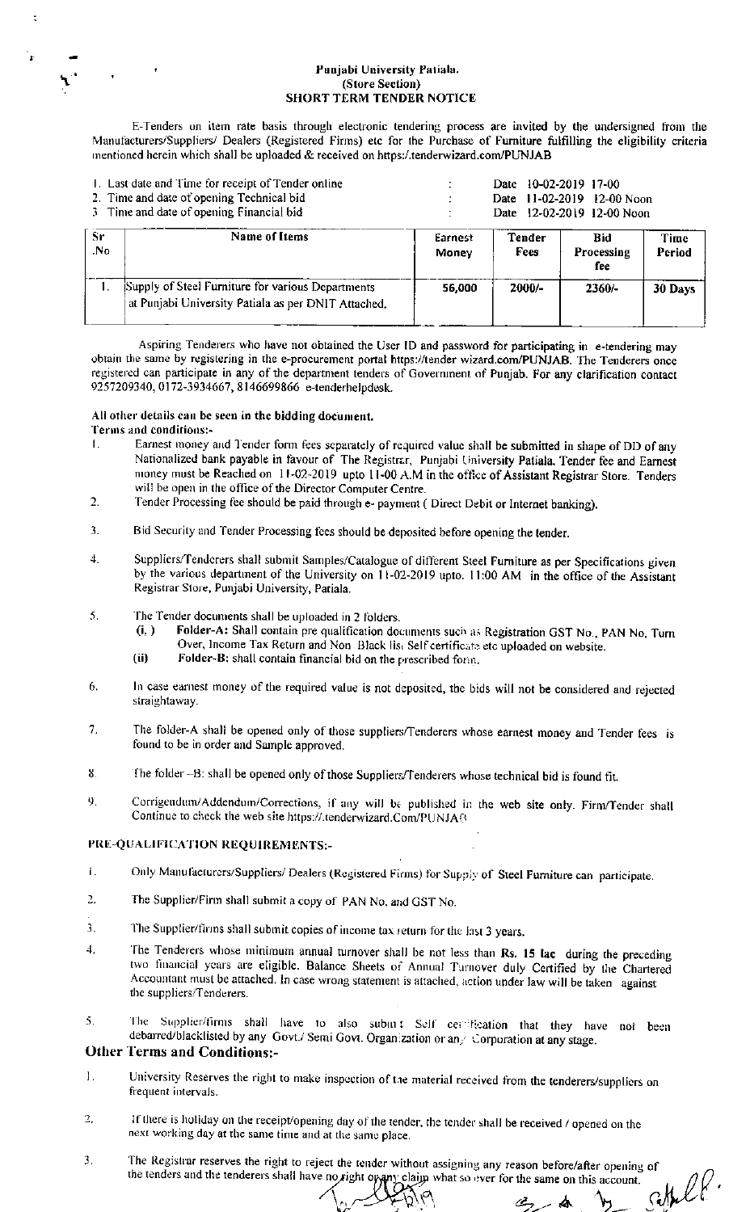# Punjabi University Patiala.
## (Store Section)
## SHORT TERM TENDER NOTICE

E-Tenders on item rate basis through electronic tendering process are invited by the undersigned from the Manufacturers/Suppliers/ Dealers (Registered Firms) etc for the Purchase of Furniture fulfilling the eligibility criteria mentioned herein which shall be uploaded & received on https:/.tenderwizard.com/PUNJAB

| | | |
|---|---|---|
| 1. Last date and Time for receipt of Tender online | : | Date 10-02-2019 17-00 |
| 2. Time and date of opening Technical bid | : | Date 11-02-2019 12-00 Noon |
| 3 Time and date of opening Financial bid | : | Date 12-02-2019 12-00 Noon |

| Sr .No | Name of Items | Earnest Money | Tender Fees | Bid Processing fee | Time Period |
|---|---|---|---|---|---|
| 1. | Supply of Steel Furniture for various Departments at Punjabi University Patiala as per DNIT Attached. | 56,000 | 2000/- | 2360/- | 30 Days |

Aspiring Tenderers who have not obtained the User ID and password for participating in e-tendering may obtain the same by registering in the e-procurement portal https://tender wizard.com/PUNJAB. The Tenderers once registered can participate in any of the department tenders of Government of Punjab. For any clarification contact 9257209340, 0172-3934667, 8146699866 e-tenderhelpdesk.

**All other details can be seen in the bidding document.**

**Terms and conditions:-**

1. Earnest money and Tender form fees separately of required value shall be submitted in shape of DD of any Nationalized bank payable in favour of The Registrar, Punjabi University Patiala. Tender fee and Earnest money must be Reached on 11-02-2019 upto 11-00 A.M in the office of Assistant Registrar Store. Tenders will be open in the office of the Director Computer Centre.
2. Tender Processing fee should be paid through e- payment ( Direct Debit or Internet banking).
3. Bid Security and Tender Processing fees should be deposited before opening the tender.
4. Suppliers/Tenderers shall submit Samples/Catalogue of different Steel Furniture as per Specifications given by the various department of the University on 11-02-2019 upto. 11:00 AM in the office of the Assistant Registrar Store, Punjabi University, Patiala.
5. The Tender documents shall be uploaded in 2 folders.
   - (i.) **Folder-A:** Shall contain pre qualification documents such as Registration GST No., PAN No, Turn Over, Income Tax Return and Non Black list Self certificate etc uploaded on website.
   - (ii) **Folder-B:** shall contain financial bid on the prescribed form.
6. In case earnest money of the required value is not deposited, the bids will not be considered and rejected straightaway.
7. The folder-A shall be opened only of those suppliers/Tenderers whose earnest money and Tender fees is found to be in order and Sample approved.
8. The folder –B: shall be opened only of those Suppliers/Tenderers whose technical bid is found fit.
9. Corrigendum/Addendum/Corrections, if any will be published in the web site only. Firm/Tender shall Continue to check the web site https://.tenderwizard.Com/PUNJAB

**PRE-QUALIFICATION REQUIREMENTS:-**

1. Only Manufacturers/Suppliers/ Dealers (Registered Firms) for Supply of Steel Furniture can participate.
2. The Supplier/Firm shall submit a copy of PAN No. and GST No.
3. The Supplier/firms shall submit copies of income tax return for the last 3 years.
4. The Tenderers whose minimum annual turnover shall be not less than **Rs. 15 lac** during the preceding two financial years are eligible. Balance Sheets of Annual Turnover duly Certified by the Chartered Accountant must be attached. In case wrong statement is attached, action under law will be taken against the suppliers/Tenderers.
5. The Supplier/firms shall have to also submit Self certification that they have not been debarred/blacklisted by any Govt./ Semi Govt. Organization or any Corporation at any stage.

## Other Terms and Conditions:-

1. University Reserves the right to make inspection of the material received from the tenderers/suppliers on frequent intervals.
2. If there is holiday on the receipt/opening day of the tender, the tender shall be received / opened on the next working day at the same time and at the same place.
3. The Registrar reserves the right to reject the tender without assigning any reason before/after opening of the tenders and the tenderers shall have no right or any claim what so ever for the same on this account.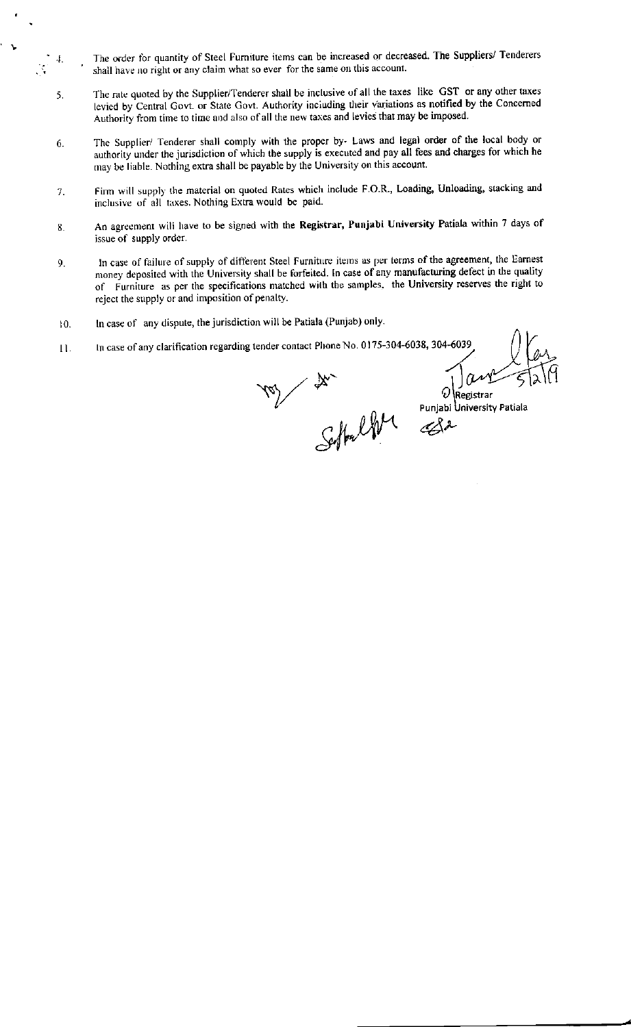4. The order for quantity of Steel Furniture items can be increased or decreased. The Suppliers/ Tenderers shall have no right or any claim what so ever for the same on this account.

5. The rate quoted by the Supplier/Tenderer shall be inclusive of all the taxes like GST or any other taxes levied by Central Govt. or State Govt. Authority including their variations as notified by the Concerned Authority from time to time and also of all the new taxes and levies that may be imposed.

6. The Supplier/ Tenderer shall comply with the proper by- Laws and legal order of the local body or authority under the jurisdiction of which the supply is executed and pay all fees and charges for which he may be liable. Nothing extra shall be payable by the University on this account.

7. Firm will supply the material on quoted Rates which include F.O.R., Loading, Unloading, stacking and inclusive of all taxes. Nothing Extra would be paid.

8. An agreement will have to be signed with the **Registrar, Punjabi University** Patiala within 7 days of issue of supply order.

9. In case of failure of supply of different Steel Furniture items as per terms of the agreement, the Earnest money deposited with the University shall be forfeited. In case of any manufacturing defect in the quality of Furniture as per the specifications matched with the samples, the University reserves the right to reject the supply or and imposition of penalty.

10. In case of any dispute, the jurisdiction will be Patiala (Punjab) only.

11. In case of any clarification regarding tender contact Phone No. 0175-304-6038, 304-6039

5/2/19

Registrar

Punjabi University Patiala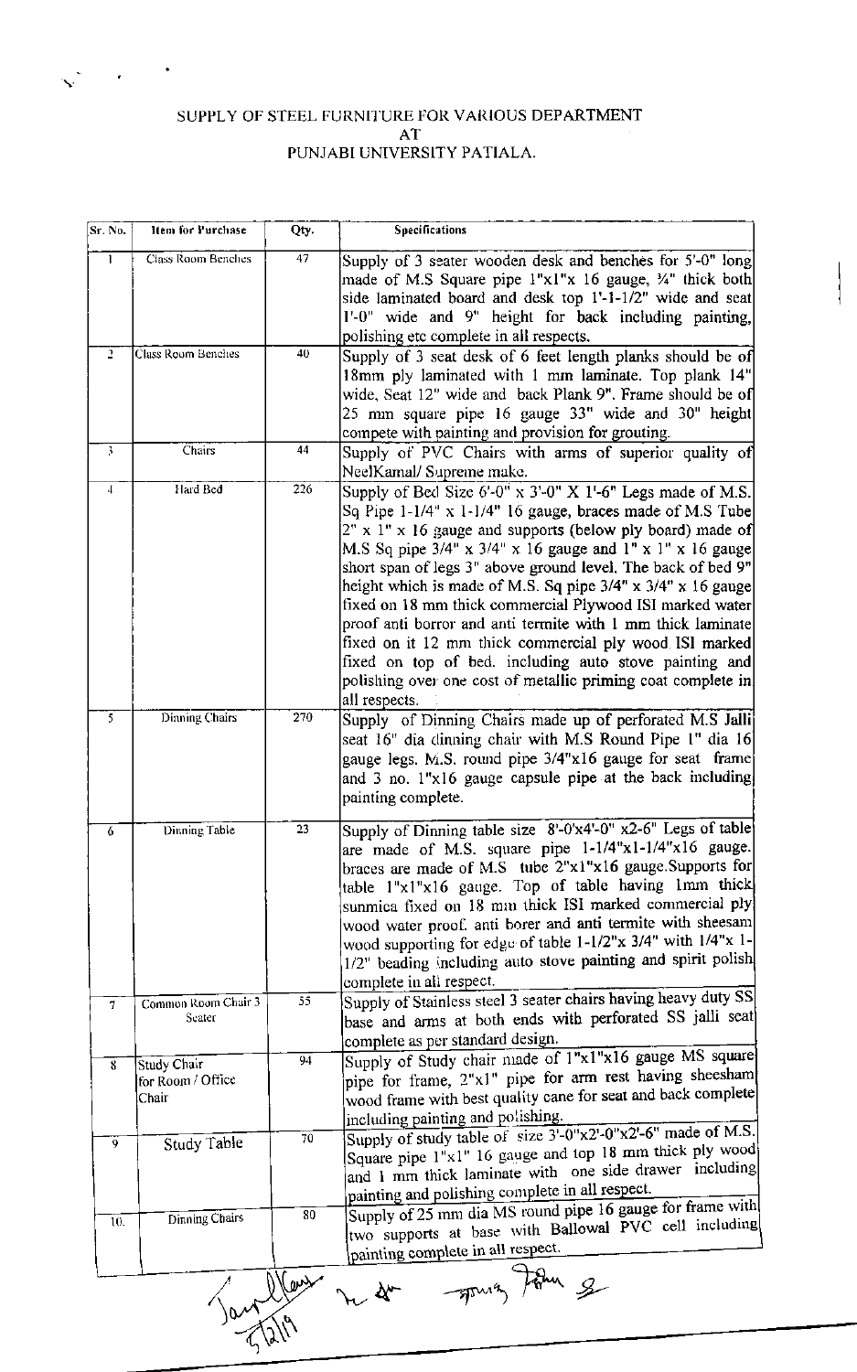# SUPPLY OF STEEL FURNITURE FOR VARIOUS DEPARTMENT AT PUNJABI UNIVERSITY PATIALA.

| Sr. No. | Item for Purchase | Qty. | Specifications |
|---|---|---|---|
| 1 | Class Room Benches | 47 | Supply of 3 seater wooden desk and benches for 5'-0" long made of M.S Square pipe 1"x1"x 16 gauge, ¾" thick both side laminated board and desk top 1'-1-1/2" wide and seat 1'-0" wide and 9" height for back including painting, polishing etc complete in all respects. |
| 2 | Class Room Benches | 40 | Supply of 3 seat desk of 6 feet length planks should be of 18mm ply laminated with 1 mm laminate. Top plank 14" wide, Seat 12" wide and back Plank 9". Frame should be of 25 mm square pipe 16 gauge 33" wide and 30" height compete with painting and provision for grouting. |
| 3 | Chairs | 44 | Supply of PVC Chairs with arms of superior quality of NeelKamal/ Supreme make. |
| 4 | Hard Bed | 226 | Supply of Bed Size 6'-0" x 3'-0" X 1'-6" Legs made of M.S. Sq Pipe 1-1/4" x 1-1/4" 16 gauge, braces made of M.S Tube 2" x 1" x 16 gauge and supports (below ply board) made of M.S Sq pipe 3/4" x 3/4" x 16 gauge and 1" x 1" x 16 gauge short span of legs 3" above ground level. The back of bed 9" height which is made of M.S. Sq pipe 3/4" x 3/4" x 16 gauge fixed on 18 mm thick commercial Plywood ISI marked water proof anti borror and anti termite with 1 mm thick laminate fixed on it 12 mm thick commercial ply wood ISI marked fixed on top of bed. including auto stove painting and polishing over one cost of metallic priming coat complete in all respects. |
| 5 | Dinning Chairs | 270 | Supply of Dinning Chairs made up of perforated M.S Jalli seat 16" dia dinning chair with M.S Round Pipe 1" dia 16 gauge legs. M.S. round pipe 3/4"x16 gauge for seat frame and 3 no. 1"x16 gauge capsule pipe at the back including painting complete. |
| 6 | Dinning Table | 23 | Supply of Dinning table size 8'-0'x4'-0" x2-6" Legs of table are made of M.S. square pipe 1-1/4"x1-1/4"x16 gauge. braces are made of M.S tube 2"x1"x16 gauge.Supports for table 1"x1"x16 gauge. Top of table having 1mm thick sunmica fixed on 18 mm thick ISI marked commercial ply wood water proof. anti borer and anti termite with sheesam wood supporting for edge of table 1-1/2"x 3/4" with 1/4"x 1-1/2" beading including auto stove painting and spirit polish complete in all respect. |
| 7 | Common Room Chair 3 Seater | 55 | Supply of Stainless steel 3 seater chairs having heavy duty SS base and arms at both ends with perforated SS jalli seat complete as per standard design. |
| 8 | Study Chair for Room / Office Chair | 94 | Supply of Study chair made of 1"x1"x16 gauge MS square pipe for frame, 2"x1" pipe for arm rest having sheesham wood frame with best quality cane for seat and back complete including painting and polishing. |
| 9 | Study Table | 70 | Supply of study table of size 3'-0"x2'-0"x2'-6" made of M.S. Square pipe 1"x1" 16 gauge and top 18 mm thick ply wood and 1 mm thick laminate with one side drawer including painting and polishing complete in all respect. |
| 10. | Dinning Chairs | 80 | Supply of 25 mm dia MS round pipe 16 gauge for frame with two supports at base with Ballowal PVC cell including painting complete in all respect. |